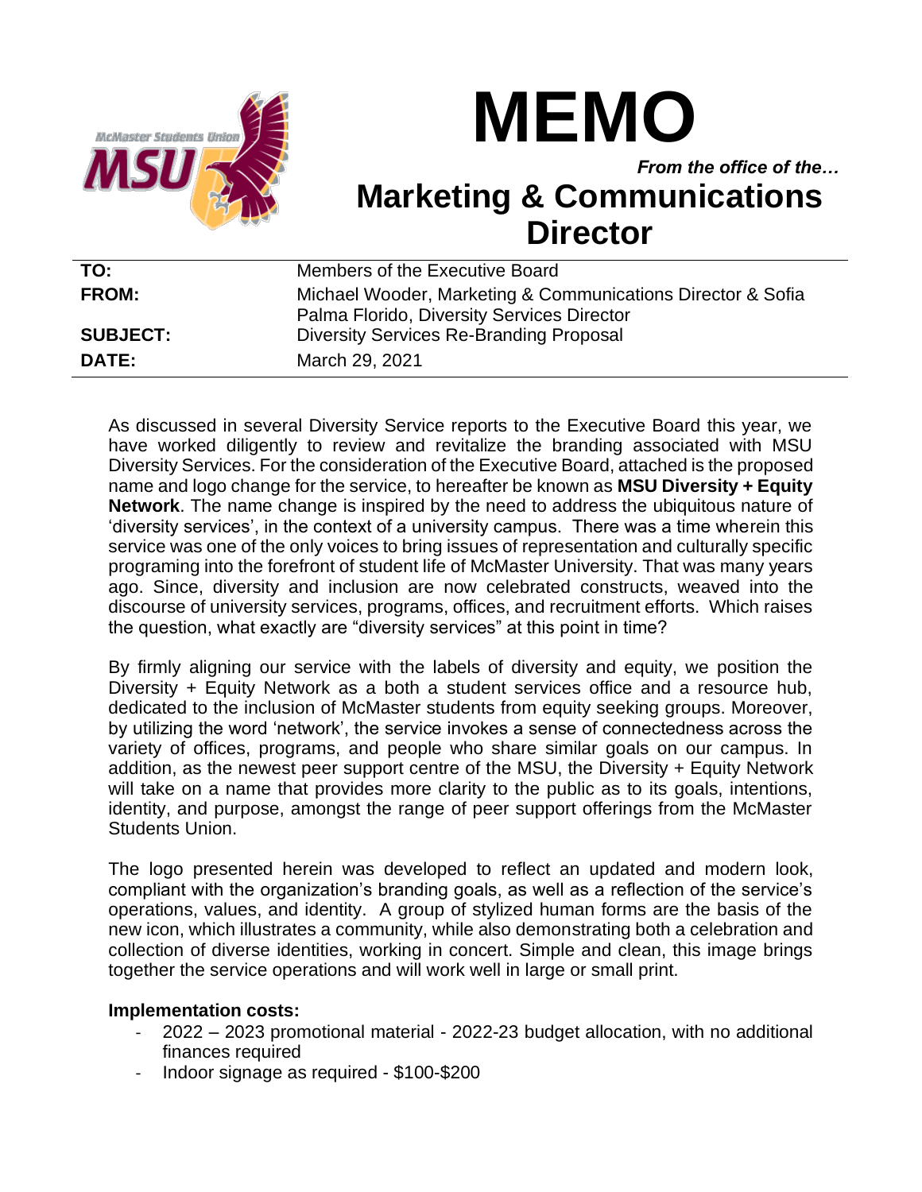# MEMO

*From the office of the…*

## Marketing & Communications Director

| | |
|---|---|
| **TO:** | Members of the Executive Board |
| **FROM:** | Michael Wooder, Marketing & Communications Director & Sofia Palma Florido, Diversity Services Director |
| **SUBJECT:** | Diversity Services Re-Branding Proposal |
| **DATE:** | March 29, 2021 |

As discussed in several Diversity Service reports to the Executive Board this year, we have worked diligently to review and revitalize the branding associated with MSU Diversity Services. For the consideration of the Executive Board, attached is the proposed name and logo change for the service, to hereafter be known as **MSU Diversity + Equity Network**. The name change is inspired by the need to address the ubiquitous nature of 'diversity services', in the context of a university campus. There was a time wherein this service was one of the only voices to bring issues of representation and culturally specific programing into the forefront of student life of McMaster University. That was many years ago. Since, diversity and inclusion are now celebrated constructs, weaved into the discourse of university services, programs, offices, and recruitment efforts. Which raises the question, what exactly are "diversity services" at this point in time?

By firmly aligning our service with the labels of diversity and equity, we position the Diversity + Equity Network as a both a student services office and a resource hub, dedicated to the inclusion of McMaster students from equity seeking groups. Moreover, by utilizing the word 'network', the service invokes a sense of connectedness across the variety of offices, programs, and people who share similar goals on our campus. In addition, as the newest peer support centre of the MSU, the Diversity + Equity Network will take on a name that provides more clarity to the public as to its goals, intentions, identity, and purpose, amongst the range of peer support offerings from the McMaster Students Union.

The logo presented herein was developed to reflect an updated and modern look, compliant with the organization's branding goals, as well as a reflection of the service's operations, values, and identity. A group of stylized human forms are the basis of the new icon, which illustrates a community, while also demonstrating both a celebration and collection of diverse identities, working in concert. Simple and clean, this image brings together the service operations and will work well in large or small print.

**Implementation costs:**

- 2022 – 2023 promotional material - 2022-23 budget allocation, with no additional finances required
- Indoor signage as required - $100-$200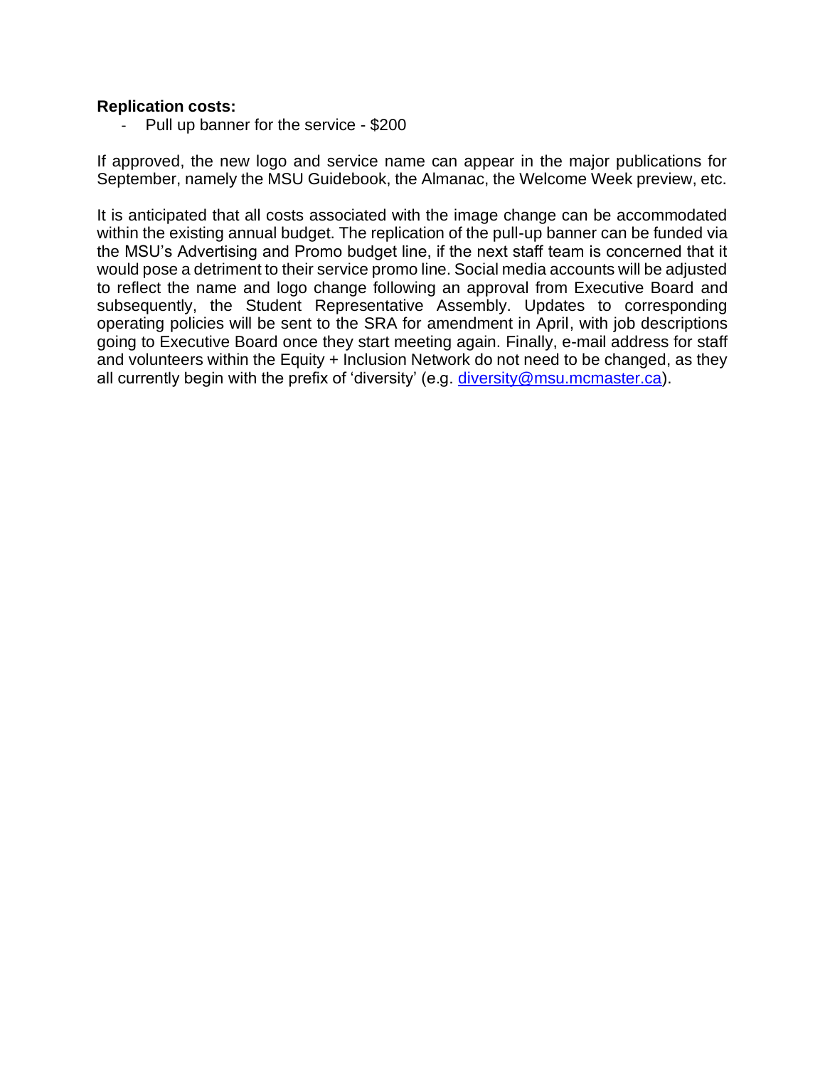**Replication costs:**

- Pull up banner for the service - $200

If approved, the new logo and service name can appear in the major publications for September, namely the MSU Guidebook, the Almanac, the Welcome Week preview, etc.

It is anticipated that all costs associated with the image change can be accommodated within the existing annual budget. The replication of the pull-up banner can be funded via the MSU's Advertising and Promo budget line, if the next staff team is concerned that it would pose a detriment to their service promo line. Social media accounts will be adjusted to reflect the name and logo change following an approval from Executive Board and subsequently, the Student Representative Assembly. Updates to corresponding operating policies will be sent to the SRA for amendment in April, with job descriptions going to Executive Board once they start meeting again. Finally, e-mail address for staff and volunteers within the Equity + Inclusion Network do not need to be changed, as they all currently begin with the prefix of 'diversity' (e.g. diversity@msu.mcmaster.ca).